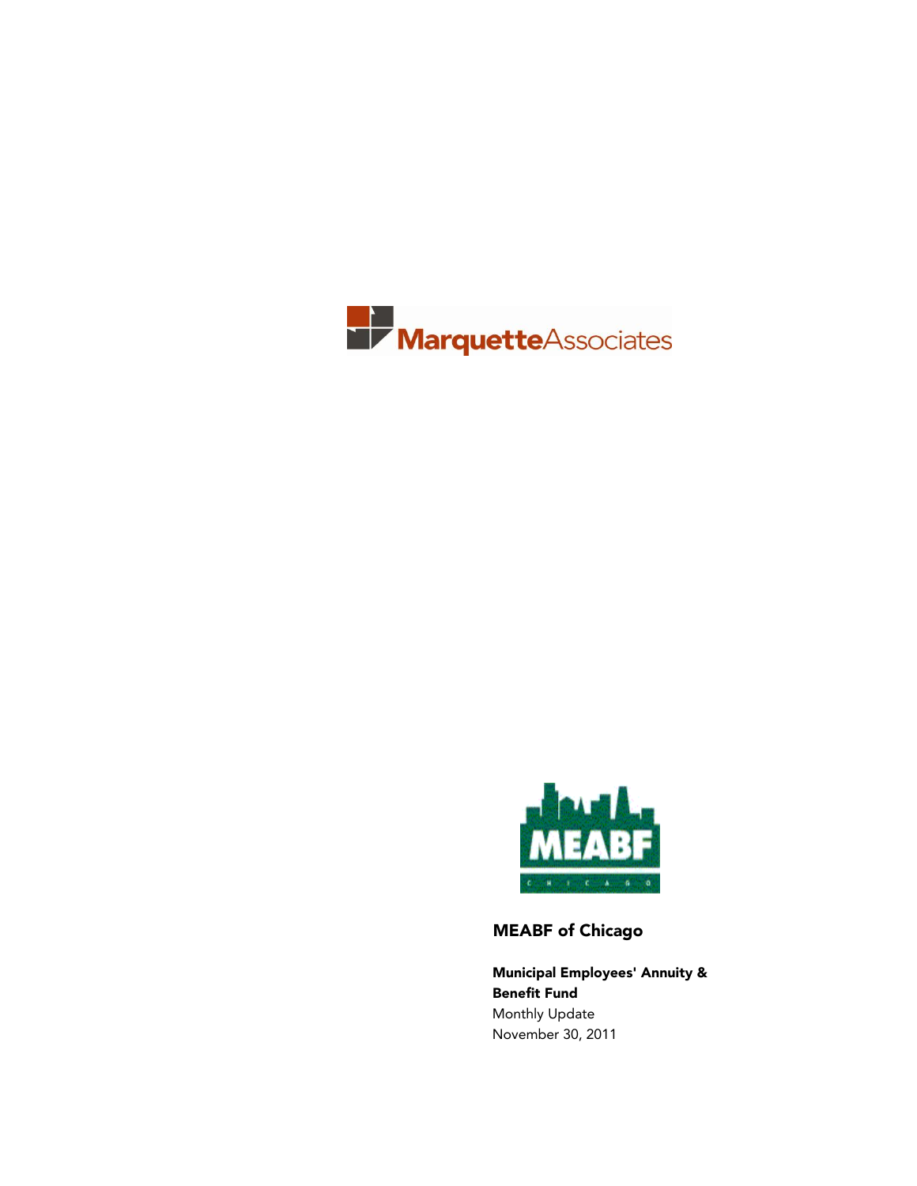MarquetteAssociates

MEABF

CHICAGO

## MEABF of Chicago

**Municipal Employees' Annuity & Benefit Fund**

Monthly Update

November 30, 2011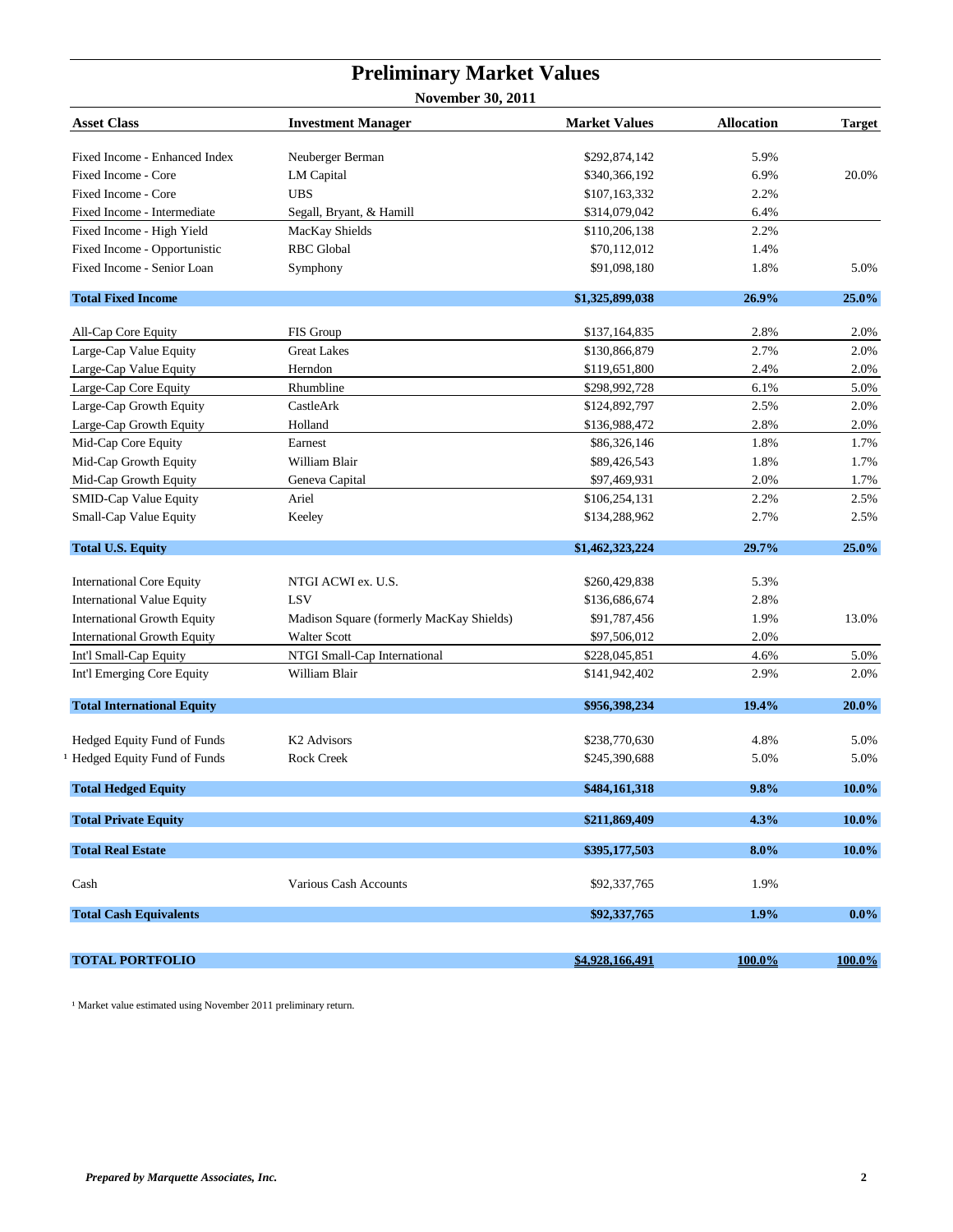# Preliminary Market Values

**November 30, 2011**

| Asset Class | Investment Manager | Market Values | Allocation | Target |
|---|---|---|---|---|
| Fixed Income - Enhanced Index | Neuberger Berman | $292,874,142 | 5.9% | |
| Fixed Income - Core | LM Capital | $340,366,192 | 6.9% | 20.0% |
| Fixed Income - Core | UBS | $107,163,332 | 2.2% | |
| Fixed Income - Intermediate | Segall, Bryant, & Hamill | $314,079,042 | 6.4% | |
| Fixed Income - High Yield | MacKay Shields | $110,206,138 | 2.2% | |
| Fixed Income - Opportunistic | RBC Global | $70,112,012 | 1.4% | |
| Fixed Income - Senior Loan | Symphony | $91,098,180 | 1.8% | 5.0% |
| **Total Fixed Income** | | **$1,325,899,038** | **26.9%** | **25.0%** |
| All-Cap Core Equity | FIS Group | $137,164,835 | 2.8% | 2.0% |
| Large-Cap Value Equity | Great Lakes | $130,866,879 | 2.7% | 2.0% |
| Large-Cap Value Equity | Herndon | $119,651,800 | 2.4% | 2.0% |
| Large-Cap Core Equity | Rhumbline | $298,992,728 | 6.1% | 5.0% |
| Large-Cap Growth Equity | CastleArk | $124,892,797 | 2.5% | 2.0% |
| Large-Cap Growth Equity | Holland | $136,988,472 | 2.8% | 2.0% |
| Mid-Cap Core Equity | Earnest | $86,326,146 | 1.8% | 1.7% |
| Mid-Cap Growth Equity | William Blair | $89,426,543 | 1.8% | 1.7% |
| Mid-Cap Growth Equity | Geneva Capital | $97,469,931 | 2.0% | 1.7% |
| SMID-Cap Value Equity | Ariel | $106,254,131 | 2.2% | 2.5% |
| Small-Cap Value Equity | Keeley | $134,288,962 | 2.7% | 2.5% |
| **Total U.S. Equity** | | **$1,462,323,224** | **29.7%** | **25.0%** |
| International Core Equity | NTGI ACWI ex. U.S. | $260,429,838 | 5.3% | |
| International Value Equity | LSV | $136,686,674 | 2.8% | |
| International Growth Equity | Madison Square (formerly MacKay Shields) | $91,787,456 | 1.9% | 13.0% |
| International Growth Equity | Walter Scott | $97,506,012 | 2.0% | |
| Int'l Small-Cap Equity | NTGI Small-Cap International | $228,045,851 | 4.6% | 5.0% |
| Int'l Emerging Core Equity | William Blair | $141,942,402 | 2.9% | 2.0% |
| **Total International Equity** | | **$956,398,234** | **19.4%** | **20.0%** |
| Hedged Equity Fund of Funds | K2 Advisors | $238,770,630 | 4.8% | 5.0% |
| [1] Hedged Equity Fund of Funds | Rock Creek | $245,390,688 | 5.0% | 5.0% |
| **Total Hedged Equity** | | **$484,161,318** | **9.8%** | **10.0%** |
| **Total Private Equity** | | **$211,869,409** | **4.3%** | **10.0%** |
| **Total Real Estate** | | **$395,177,503** | **8.0%** | **10.0%** |
| Cash | Various Cash Accounts | $92,337,765 | 1.9% | |
| **Total Cash Equivalents** | | **$92,337,765** | **1.9%** | **0.0%** |
| **TOTAL PORTFOLIO** | | **$4,928,166,491** | **100.0%** | **100.0%** |

[1] Market value estimated using November 2011 preliminary return.

*Prepared by Marquette Associates, Inc.*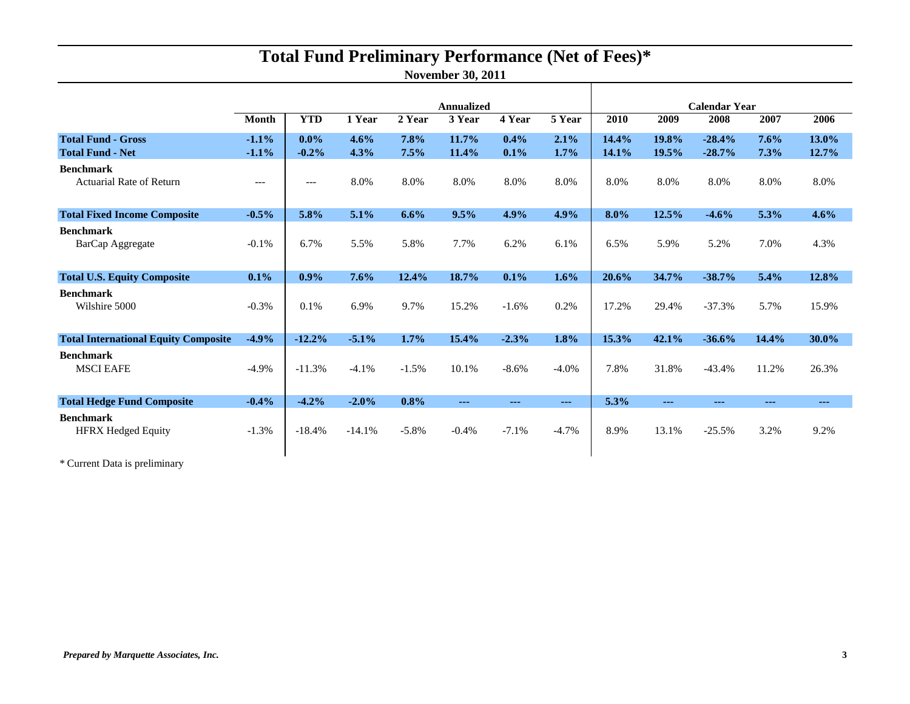# Total Fund Preliminary Performance (Net of Fees)*

**November 30, 2011**

| | | | Annualized | | | | | | Calendar Year | | | | |
|---|---|---|---|---|---|---|---|---|---|---|---|---|---|
| | **Month** | **YTD** | **1 Year** | **2 Year** | **3 Year** | **4 Year** | **5 Year** | **2010** | **2009** | **2008** | **2007** | **2006** |
| **Total Fund - Gross** | **-1.1%** | **0.0%** | **4.6%** | **7.8%** | **11.7%** | **0.4%** | **2.1%** | **14.4%** | **19.8%** | **-28.4%** | **7.6%** | **13.0%** |
| **Total Fund - Net** | **-1.1%** | **-0.2%** | **4.3%** | **7.5%** | **11.4%** | **0.1%** | **1.7%** | **14.1%** | **19.5%** | **-28.7%** | **7.3%** | **12.7%** |
| **Benchmark** | | | | | | | | | | | | |
| Actuarial Rate of Return | --- | --- | 8.0% | 8.0% | 8.0% | 8.0% | 8.0% | 8.0% | 8.0% | 8.0% | 8.0% | 8.0% |
| **Total Fixed Income Composite** | **-0.5%** | **5.8%** | **5.1%** | **6.6%** | **9.5%** | **4.9%** | **4.9%** | **8.0%** | **12.5%** | **-4.6%** | **5.3%** | **4.6%** |
| **Benchmark** | | | | | | | | | | | | |
| BarCap Aggregate | -0.1% | 6.7% | 5.5% | 5.8% | 7.7% | 6.2% | 6.1% | 6.5% | 5.9% | 5.2% | 7.0% | 4.3% |
| **Total U.S. Equity Composite** | **0.1%** | **0.9%** | **7.6%** | **12.4%** | **18.7%** | **0.1%** | **1.6%** | **20.6%** | **34.7%** | **-38.7%** | **5.4%** | **12.8%** |
| **Benchmark** | | | | | | | | | | | | |
| Wilshire 5000 | -0.3% | 0.1% | 6.9% | 9.7% | 15.2% | -1.6% | 0.2% | 17.2% | 29.4% | -37.3% | 5.7% | 15.9% |
| **Total International Equity Composite** | **-4.9%** | **-12.2%** | **-5.1%** | **1.7%** | **15.4%** | **-2.3%** | **1.8%** | **15.3%** | **42.1%** | **-36.6%** | **14.4%** | **30.0%** |
| **Benchmark** | | | | | | | | | | | | |
| MSCI EAFE | -4.9% | -11.3% | -4.1% | -1.5% | 10.1% | -8.6% | -4.0% | 7.8% | 31.8% | -43.4% | 11.2% | 26.3% |
| **Total Hedge Fund Composite** | **-0.4%** | **-4.2%** | **-2.0%** | **0.8%** | **---** | **---** | **---** | **5.3%** | **---** | **---** | **---** | **---** |
| **Benchmark** | | | | | | | | | | | | |
| HFRX Hedged Equity | -1.3% | -18.4% | -14.1% | -5.8% | -0.4% | -7.1% | -4.7% | 8.9% | 13.1% | -25.5% | 3.2% | 9.2% |

* Current Data is preliminary

*Prepared by Marquette Associates, Inc.*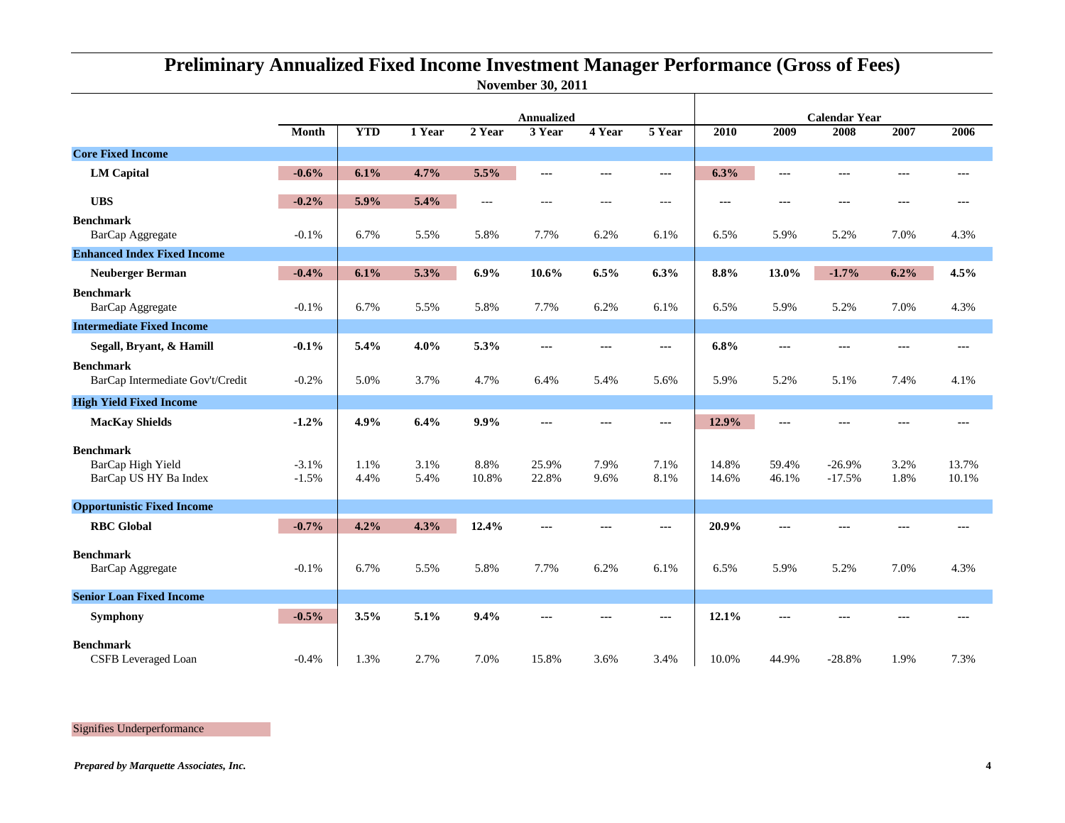# Preliminary Annualized Fixed Income Investment Manager Performance (Gross of Fees)

**November 30, 2011**

| | | | | Annualized | | | | | | Calendar Year | | |
|---|---|---|---|---|---|---|---|---|---|---|---|---|
| | **Month** | **YTD** | **1 Year** | **2 Year** | **3 Year** | **4 Year** | **5 Year** | **2010** | **2009** | **2008** | **2007** | **2006** |
| **Core Fixed Income** | | | | | | | | | | | | |
| **LM Capital** | **-0.6%** | **6.1%** | **4.7%** | **5.5%** | --- | --- | --- | **6.3%** | --- | --- | --- | --- |
| **UBS** | **-0.2%** | **5.9%** | **5.4%** | --- | --- | --- | --- | --- | --- | --- | --- | --- |
| **Benchmark** | | | | | | | | | | | | |
| BarCap Aggregate | -0.1% | 6.7% | 5.5% | 5.8% | 7.7% | 6.2% | 6.1% | 6.5% | 5.9% | 5.2% | 7.0% | 4.3% |
| **Enhanced Index Fixed Income** | | | | | | | | | | | | |
| **Neuberger Berman** | **-0.4%** | **6.1%** | **5.3%** | **6.9%** | **10.6%** | **6.5%** | **6.3%** | **8.8%** | **13.0%** | **-1.7%** | **6.2%** | **4.5%** |
| **Benchmark** | | | | | | | | | | | | |
| BarCap Aggregate | -0.1% | 6.7% | 5.5% | 5.8% | 7.7% | 6.2% | 6.1% | 6.5% | 5.9% | 5.2% | 7.0% | 4.3% |
| **Intermediate Fixed Income** | | | | | | | | | | | | |
| **Segall, Bryant, & Hamill** | **-0.1%** | **5.4%** | **4.0%** | **5.3%** | --- | --- | --- | **6.8%** | --- | --- | --- | --- |
| **Benchmark** | | | | | | | | | | | | |
| BarCap Intermediate Gov't/Credit | -0.2% | 5.0% | 3.7% | 4.7% | 6.4% | 5.4% | 5.6% | 5.9% | 5.2% | 5.1% | 7.4% | 4.1% |
| **High Yield Fixed Income** | | | | | | | | | | | | |
| **MacKay Shields** | **-1.2%** | **4.9%** | **6.4%** | **9.9%** | --- | --- | --- | **12.9%** | --- | --- | --- | --- |
| **Benchmark** | | | | | | | | | | | | |
| BarCap High Yield | -3.1% | 1.1% | 3.1% | 8.8% | 25.9% | 7.9% | 7.1% | 14.8% | 59.4% | -26.9% | 3.2% | 13.7% |
| BarCap US HY Ba Index | -1.5% | 4.4% | 5.4% | 10.8% | 22.8% | 9.6% | 8.1% | 14.6% | 46.1% | -17.5% | 1.8% | 10.1% |
| **Opportunistic Fixed Income** | | | | | | | | | | | | |
| **RBC Global** | **-0.7%** | **4.2%** | **4.3%** | **12.4%** | --- | --- | --- | **20.9%** | --- | --- | --- | --- |
| **Benchmark** | | | | | | | | | | | | |
| BarCap Aggregate | -0.1% | 6.7% | 5.5% | 5.8% | 7.7% | 6.2% | 6.1% | 6.5% | 5.9% | 5.2% | 7.0% | 4.3% |
| **Senior Loan Fixed Income** | | | | | | | | | | | | |
| **Symphony** | **-0.5%** | **3.5%** | **5.1%** | **9.4%** | --- | --- | --- | **12.1%** | --- | --- | --- | --- |
| **Benchmark** | | | | | | | | | | | | |
| CSFB Leveraged Loan | -0.4% | 1.3% | 2.7% | 7.0% | 15.8% | 3.6% | 3.4% | 10.0% | 44.9% | -28.8% | 1.9% | 7.3% |

Signifies Underperformance

*Prepared by Marquette Associates, Inc.*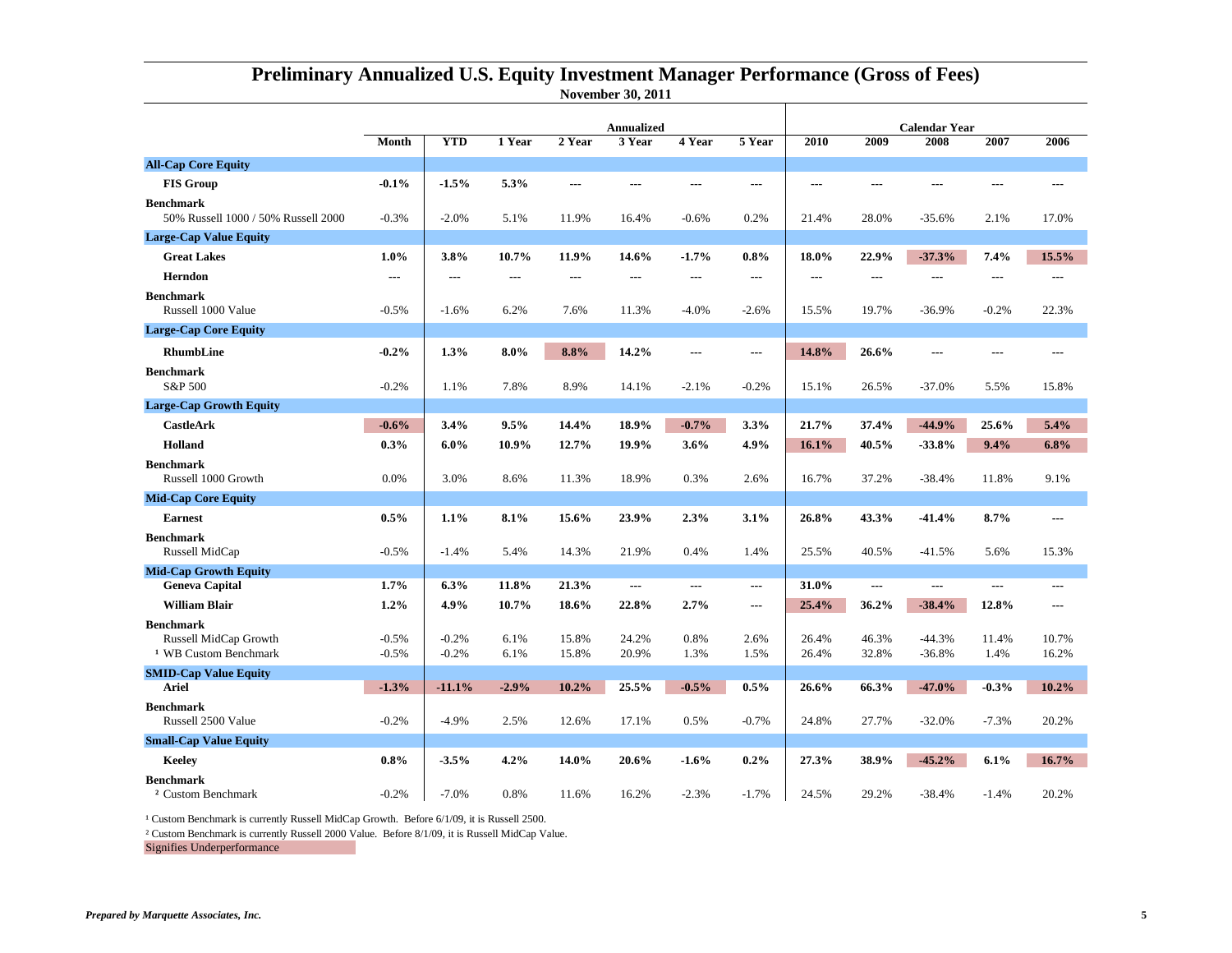# Preliminary Annualized U.S. Equity Investment Manager Performance (Gross of Fees)

**November 30, 2011**

| | | | | Annualized | | | | | | Calendar Year | | |
|---|---|---|---|---|---|---|---|---|---|---|---|---|
| | **Month** | **YTD** | **1 Year** | **2 Year** | **3 Year** | **4 Year** | **5 Year** | **2010** | **2009** | **2008** | **2007** | **2006** |
| **All-Cap Core Equity** | | | | | | | | | | | | |
| **FIS Group** | **-0.1%** | **-1.5%** | **5.3%** | --- | --- | --- | --- | --- | --- | --- | --- | --- |
| **Benchmark** 50% Russell 1000 / 50% Russell 2000 | -0.3% | -2.0% | 5.1% | 11.9% | 16.4% | -0.6% | 0.2% | 21.4% | 28.0% | -35.6% | 2.1% | 17.0% |
| **Large-Cap Value Equity** | | | | | | | | | | | | |
| **Great Lakes** | **1.0%** | **3.8%** | **10.7%** | **11.9%** | **14.6%** | **-1.7%** | **0.8%** | **18.0%** | **22.9%** | **-37.3%** | **7.4%** | **15.5%** |
| **Herndon** | --- | --- | --- | --- | --- | --- | --- | --- | --- | --- | --- | --- |
| **Benchmark** Russell 1000 Value | -0.5% | -1.6% | 6.2% | 7.6% | 11.3% | -4.0% | -2.6% | 15.5% | 19.7% | -36.9% | -0.2% | 22.3% |
| **Large-Cap Core Equity** | | | | | | | | | | | | |
| **RhumbLine** | **-0.2%** | **1.3%** | **8.0%** | **8.8%** | **14.2%** | --- | --- | **14.8%** | **26.6%** | --- | --- | --- |
| **Benchmark** S&P 500 | -0.2% | 1.1% | 7.8% | 8.9% | 14.1% | -2.1% | -0.2% | 15.1% | 26.5% | -37.0% | 5.5% | 15.8% |
| **Large-Cap Growth Equity** | | | | | | | | | | | | |
| **CastleArk** | **-0.6%** | **3.4%** | **9.5%** | **14.4%** | **18.9%** | **-0.7%** | **3.3%** | **21.7%** | **37.4%** | **-44.9%** | **25.6%** | **5.4%** |
| **Holland** | **0.3%** | **6.0%** | **10.9%** | **12.7%** | **19.9%** | **3.6%** | **4.9%** | **16.1%** | **40.5%** | **-33.8%** | **9.4%** | **6.8%** |
| **Benchmark** Russell 1000 Growth | 0.0% | 3.0% | 8.6% | 11.3% | 18.9% | 0.3% | 2.6% | 16.7% | 37.2% | -38.4% | 11.8% | 9.1% |
| **Mid-Cap Core Equity** | | | | | | | | | | | | |
| **Earnest** | **0.5%** | **1.1%** | **8.1%** | **15.6%** | **23.9%** | **2.3%** | **3.1%** | **26.8%** | **43.3%** | **-41.4%** | **8.7%** | --- |
| **Benchmark** Russell MidCap | -0.5% | -1.4% | 5.4% | 14.3% | 21.9% | 0.4% | 1.4% | 25.5% | 40.5% | -41.5% | 5.6% | 15.3% |
| **Mid-Cap Growth Equity** | | | | | | | | | | | | |
| **Geneva Capital** | **1.7%** | **6.3%** | **11.8%** | **21.3%** | --- | --- | --- | **31.0%** | --- | --- | --- | --- |
| **William Blair** | **1.2%** | **4.9%** | **10.7%** | **18.6%** | **22.8%** | **2.7%** | --- | **25.4%** | **36.2%** | **-38.4%** | **12.8%** | --- |
| **Benchmark** Russell MidCap Growth | -0.5% | -0.2% | 6.1% | 15.8% | 24.2% | 0.8% | 2.6% | 26.4% | 46.3% | -44.3% | 11.4% | 10.7% |
| [1] WB Custom Benchmark | -0.5% | -0.2% | 6.1% | 15.8% | 20.9% | 1.3% | 1.5% | 26.4% | 32.8% | -36.8% | 1.4% | 16.2% |
| **SMID-Cap Value Equity** | | | | | | | | | | | | |
| **Ariel** | **-1.3%** | **-11.1%** | **-2.9%** | **10.2%** | **25.5%** | **-0.5%** | **0.5%** | **26.6%** | **66.3%** | **-47.0%** | **-0.3%** | **10.2%** |
| **Benchmark** Russell 2500 Value | -0.2% | -4.9% | 2.5% | 12.6% | 17.1% | 0.5% | -0.7% | 24.8% | 27.7% | -32.0% | -7.3% | 20.2% |
| **Small-Cap Value Equity** | | | | | | | | | | | | |
| **Keeley** | **0.8%** | **-3.5%** | **4.2%** | **14.0%** | **20.6%** | **-1.6%** | **0.2%** | **27.3%** | **38.9%** | **-45.2%** | **6.1%** | **16.7%** |
| **Benchmark** [2] Custom Benchmark | -0.2% | -7.0% | 0.8% | 11.6% | 16.2% | -2.3% | -1.7% | 24.5% | 29.2% | -38.4% | -1.4% | 20.2% |

[1] Custom Benchmark is currently Russell MidCap Growth. Before 6/1/09, it is Russell 2500.

[2] Custom Benchmark is currently Russell 2000 Value. Before 8/1/09, it is Russell MidCap Value.

Signifies Underperformance

*Prepared by Marquette Associates, Inc.*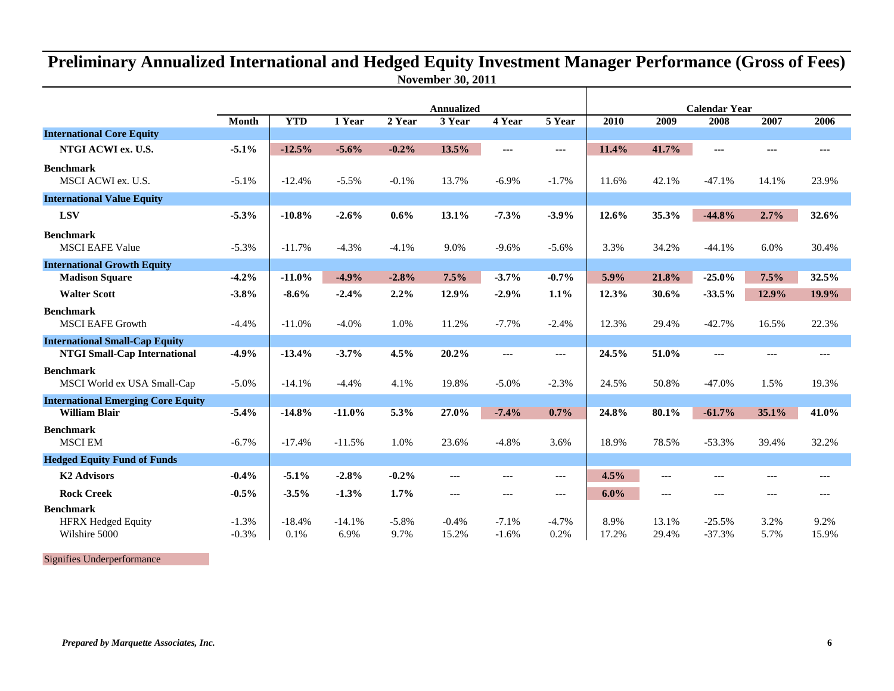# Preliminary Annualized International and Hedged Equity Investment Manager Performance (Gross of Fees)

**November 30, 2011**

| | Annualized | | | | | | | Calendar Year | | | | |
|---|---|---|---|---|---|---|---|---|---|---|---|---|
| | **Month** | **YTD** | **1 Year** | **2 Year** | **3 Year** | **4 Year** | **5 Year** | **2010** | **2009** | **2008** | **2007** | **2006** |
| **International Core Equity** | | | | | | | | | | | | |
| **NTGI ACWI ex. U.S.** | **-5.1%** | **-12.5%** | **-5.6%** | **-0.2%** | **13.5%** | --- | --- | **11.4%** | **41.7%** | --- | --- | --- |
| **Benchmark** | | | | | | | | | | | | |
| MSCI ACWI ex. U.S. | -5.1% | -12.4% | -5.5% | -0.1% | 13.7% | -6.9% | -1.7% | 11.6% | 42.1% | -47.1% | 14.1% | 23.9% |
| **International Value Equity** | | | | | | | | | | | | |
| **LSV** | **-5.3%** | **-10.8%** | **-2.6%** | **0.6%** | **13.1%** | **-7.3%** | **-3.9%** | **12.6%** | **35.3%** | **-44.8%** | **2.7%** | **32.6%** |
| **Benchmark** | | | | | | | | | | | | |
| MSCI EAFE Value | -5.3% | -11.7% | -4.3% | -4.1% | 9.0% | -9.6% | -5.6% | 3.3% | 34.2% | -44.1% | 6.0% | 30.4% |
| **International Growth Equity** | | | | | | | | | | | | |
| **Madison Square** | **-4.2%** | **-11.0%** | **-4.9%** | **-2.8%** | **7.5%** | **-3.7%** | **-0.7%** | **5.9%** | **21.8%** | **-25.0%** | **7.5%** | **32.5%** |
| **Walter Scott** | **-3.8%** | **-8.6%** | **-2.4%** | **2.2%** | **12.9%** | **-2.9%** | **1.1%** | **12.3%** | **30.6%** | **-33.5%** | **12.9%** | **19.9%** |
| **Benchmark** | | | | | | | | | | | | |
| MSCI EAFE Growth | -4.4% | -11.0% | -4.0% | 1.0% | 11.2% | -7.7% | -2.4% | 12.3% | 29.4% | -42.7% | 16.5% | 22.3% |
| **International Small-Cap Equity** | | | | | | | | | | | | |
| **NTGI Small-Cap International** | **-4.9%** | **-13.4%** | **-3.7%** | **4.5%** | **20.2%** | --- | --- | **24.5%** | **51.0%** | --- | --- | --- |
| **Benchmark** | | | | | | | | | | | | |
| MSCI World ex USA Small-Cap | -5.0% | -14.1% | -4.4% | 4.1% | 19.8% | -5.0% | -2.3% | 24.5% | 50.8% | -47.0% | 1.5% | 19.3% |
| **International Emerging Core Equity** | | | | | | | | | | | | |
| **William Blair** | **-5.4%** | **-14.8%** | **-11.0%** | **5.3%** | **27.0%** | **-7.4%** | **0.7%** | **24.8%** | **80.1%** | **-61.7%** | **35.1%** | **41.0%** |
| **Benchmark** | | | | | | | | | | | | |
| MSCI EM | -6.7% | -17.4% | -11.5% | 1.0% | 23.6% | -4.8% | 3.6% | 18.9% | 78.5% | -53.3% | 39.4% | 32.2% |
| **Hedged Equity Fund of Funds** | | | | | | | | | | | | |
| **K2 Advisors** | **-0.4%** | **-5.1%** | **-2.8%** | **-0.2%** | --- | --- | --- | **4.5%** | --- | --- | --- | --- |
| **Rock Creek** | **-0.5%** | **-3.5%** | **-1.3%** | **1.7%** | --- | --- | --- | **6.0%** | --- | --- | --- | --- |
| **Benchmark** | | | | | | | | | | | | |
| HFRX Hedged Equity | -1.3% | -18.4% | -14.1% | -5.8% | -0.4% | -7.1% | -4.7% | 8.9% | 13.1% | -25.5% | 3.2% | 9.2% |
| Wilshire 5000 | -0.3% | 0.1% | 6.9% | 9.7% | 15.2% | -1.6% | 0.2% | 17.2% | 29.4% | -37.3% | 5.7% | 15.9% |

Signifies Underperformance

*Prepared by Marquette Associates, Inc.*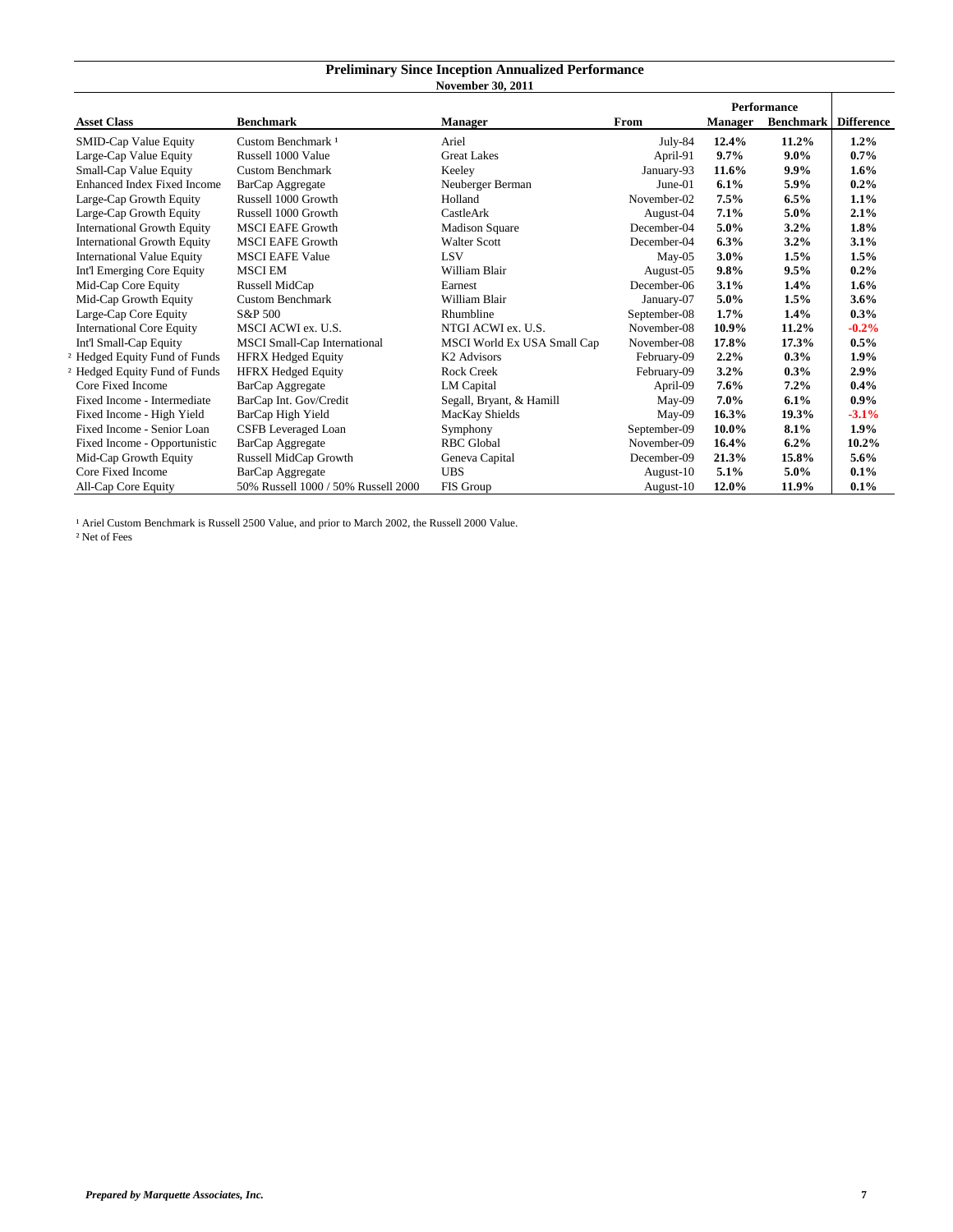## Preliminary Since Inception Annualized Performance

**November 30, 2011**

| Asset Class | Benchmark | Manager | From | Performance | | Difference |
|---|---|---|---|---|---|---|
| | | | | Manager | Benchmark | |
| SMID-Cap Value Equity | Custom Benchmark [1] | Ariel | July-84 | **12.4%** | **11.2%** | **1.2%** |
| Large-Cap Value Equity | Russell 1000 Value | Great Lakes | April-91 | **9.7%** | **9.0%** | **0.7%** |
| Small-Cap Value Equity | Custom Benchmark | Keeley | January-93 | **11.6%** | **9.9%** | **1.6%** |
| Enhanced Index Fixed Income | BarCap Aggregate | Neuberger Berman | June-01 | **6.1%** | **5.9%** | **0.2%** |
| Large-Cap Growth Equity | Russell 1000 Growth | Holland | November-02 | **7.5%** | **6.5%** | **1.1%** |
| Large-Cap Growth Equity | Russell 1000 Growth | CastleArk | August-04 | **7.1%** | **5.0%** | **2.1%** |
| International Growth Equity | MSCI EAFE Growth | Madison Square | December-04 | **5.0%** | **3.2%** | **1.8%** |
| International Growth Equity | MSCI EAFE Growth | Walter Scott | December-04 | **6.3%** | **3.2%** | **3.1%** |
| International Value Equity | MSCI EAFE Value | LSV | May-05 | **3.0%** | **1.5%** | **1.5%** |
| Int'l Emerging Core Equity | MSCI EM | William Blair | August-05 | **9.8%** | **9.5%** | **0.2%** |
| Mid-Cap Core Equity | Russell MidCap | Earnest | December-06 | **3.1%** | **1.4%** | **1.6%** |
| Mid-Cap Growth Equity | Custom Benchmark | William Blair | January-07 | **5.0%** | **1.5%** | **3.6%** |
| Large-Cap Core Equity | S&P 500 | Rhumbline | September-08 | **1.7%** | **1.4%** | **0.3%** |
| International Core Equity | MSCI ACWI ex. U.S. | NTGI ACWI ex. U.S. | November-08 | **10.9%** | **11.2%** | **-0.2%** |
| Int'l Small-Cap Equity | MSCI Small-Cap International | MSCI World Ex USA Small Cap | November-08 | **17.8%** | **17.3%** | **0.5%** |
| [2] Hedged Equity Fund of Funds | HFRX Hedged Equity | K2 Advisors | February-09 | **2.2%** | **0.3%** | **1.9%** |
| [2] Hedged Equity Fund of Funds | HFRX Hedged Equity | Rock Creek | February-09 | **3.2%** | **0.3%** | **2.9%** |
| Core Fixed Income | BarCap Aggregate | LM Capital | April-09 | **7.6%** | **7.2%** | **0.4%** |
| Fixed Income - Intermediate | BarCap Int. Gov/Credit | Segall, Bryant, & Hamill | May-09 | **7.0%** | **6.1%** | **0.9%** |
| Fixed Income - High Yield | BarCap High Yield | MacKay Shields | May-09 | **16.3%** | **19.3%** | **-3.1%** |
| Fixed Income - Senior Loan | CSFB Leveraged Loan | Symphony | September-09 | **10.0%** | **8.1%** | **1.9%** |
| Fixed Income - Opportunistic | BarCap Aggregate | RBC Global | November-09 | **16.4%** | **6.2%** | **10.2%** |
| Mid-Cap Growth Equity | Russell MidCap Growth | Geneva Capital | December-09 | **21.3%** | **15.8%** | **5.6%** |
| Core Fixed Income | BarCap Aggregate | UBS | August-10 | **5.1%** | **5.0%** | **0.1%** |
| All-Cap Core Equity | 50% Russell 1000 / 50% Russell 2000 | FIS Group | August-10 | **12.0%** | **11.9%** | **0.1%** |

[1] Ariel Custom Benchmark is Russell 2500 Value, and prior to March 2002, the Russell 2000 Value.

[2] Net of Fees

*Prepared by Marquette Associates, Inc.*